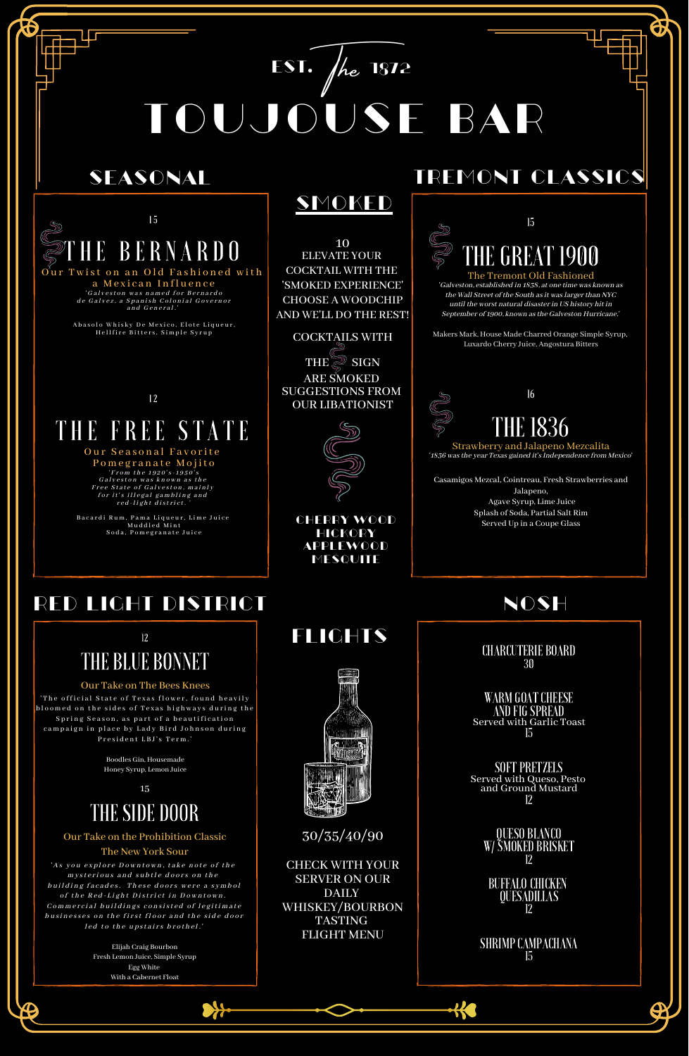# EST. The 1872
# TOUJOUSE BAR

## SEASONAL

15

### THE BERNARDO

Our Twist on an Old Fashioned with a Mexican Influence

*'Galveston was named for Bernardo de Galvez, a Spanish Colonial Governor and General.'*

Abasolo Whisky De Mexico, Elote Liqueur, Hellfire Bitters, Simple Syrup

12

### THE FREE STATE

Our Seasonal Favorite Pomegranate Mojito

*'From the 1920's-1950's Galveston was known as the Free State of Galveston, mainly for it's illegal gambling and red-light district.'*

Bacardi Rum, Pama Liqueur, Lime Juice Muddled Mint Soda, Pomegranate Juice

## SMOKED

10

ELEVATE YOUR COCKTAIL WITH THE 'SMOKED EXPERIENCE' CHOOSE A WOODCHIP AND WE'LL DO THE REST!

COCKTAILS WITH THE SIGN ARE SMOKED SUGGESTIONS FROM OUR LIBATIONIST

CHERRY WOOD
HICKORY
APPLEWOOD
MESQUITE

## TREMONT CLASSICS

15

### THE GREAT 1900

The Tremont Old Fashioned

*'Galveston, established in 1838, at one time was known as the Wall Street of the South as it was larger than NYC until the worst natural disaster in US history hit in September of 1900, known as the Galveston Hurricane.'*

Makers Mark, House Made Charred Orange Simple Syrup, Luxardo Cherry Juice, Angostura Bitters

16

### THE 1836

Strawberry and Jalapeno Mezcalita

*'1836 was the year Texas gained it's Independence from Mexico'*

Casamigos Mezcal, Cointreau, Fresh Strawberries and Jalapeno,
Agave Syrup, Lime Juice
Splash of Soda, Partial Salt Rim
Served Up in a Coupe Glass

## RED LIGHT DISTRICT

12

### THE BLUE BONNET

Our Take on The Bees Knees

'The official State of Texas flower, found heavily bloomed on the sides of Texas highways during the Spring Season, as part of a beautification campaign in place by Lady Bird Johnson during President LBJ's Term.'

Boodles Gin, Housemade Honey Syrup, Lemon Juice

15

### THE SIDE DOOR

Our Take on the Prohibition Classic The New York Sour

*'As you explore Downtown, take note of the mysterious and subtle doors on the building facades. These doors were a symbol of the Red-Light District in Downtown. Commercial buildings consisted of legitimate businesses on the first floor and the side door led to the upstairs brothel.'*

Elijah Craig Bourbon
Fresh Lemon Juice, Simple Syrup
Egg White
With a Cabernet Float

## FLIGHTS

30/35/40/90

CHECK WITH YOUR SERVER ON OUR DAILY WHISKEY/BOURBON TASTING FLIGHT MENU

## NOSH

**CHARCUTERIE BOARD**
30

**WARM GOAT CHEESE AND FIG SPREAD**
Served with Garlic Toast
15

**SOFT PRETZELS**
Served with Queso, Pesto and Ground Mustard
12

**QUESO BLANCO W/ SMOKED BRISKET**
12

**BUFFALO CHICKEN QUESADILLAS**
12

**SHRIMP CAMPACHANA**
15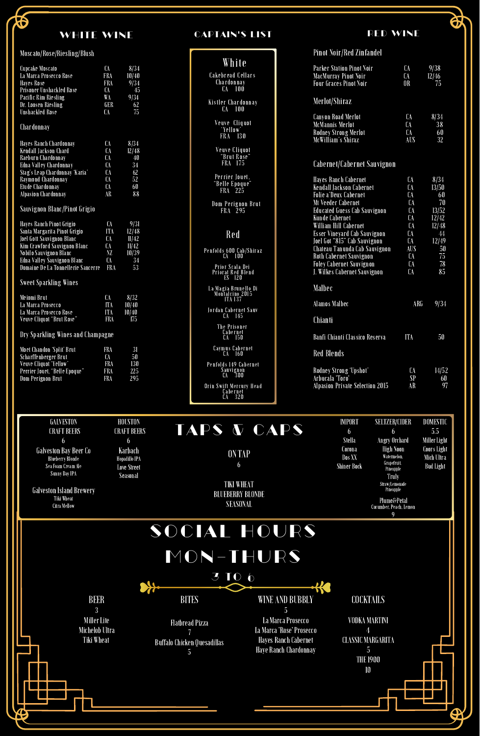## WHITE WINE

### Moscato/Rose/Riesling/Blush

| | | |
|---|---|---|
| Cupcake Moscato | CA | 8/34 |
| La Marca Prosecco Rose | FRA | 10/40 |
| Hayes Rose | FRA | 9/34 |
| Prisoner Unshackled Rose | CA | 45 |
| Pacific Rim Riesling | WA | 9/34 |
| Dr. Loosen Riesling | GER | 62 |
| Unshackled Rose | CA | 75 |

### Chardonnay

| | | |
|---|---|---|
| Hayes Ranch Chardonnay | CA | 8/34 |
| Kendall Jackson Chard | CA | 12/48 |
| Raeburn Chardonnay | CA | 40 |
| Edna Valley Chardonnay | CA | 34 |
| Stag's Leap Chardonnay 'Karia' | CA | 62 |
| Raymond Chardonnay | CA | 52 |
| Etude Chardonnay | CA | 60 |
| Alpasion Chardonnay | AR | 88 |

### Sauvignon Blanc/Pinot Grigio

| | | |
|---|---|---|
| Hayes Ranch Pinot Grigio | CA | 9/31 |
| Santa Margarita Pinot Grigio | ITA | 12/48 |
| Joel Gott Sauvignon Blanc | CA | 11/42 |
| Kim Crawford Sauvignon Blanc | CA | 11/42 |
| Nobilo Sauvignon Blanc | NZ | 10/39 |
| Edna Valley Sauvignon Blanc | CA | 34 |
| Domaine De La Tonnellerie Sancerre | FRA | 53 |

### Sweet Sparkling Wines

| | | |
|---|---|---|
| Meiomi Brut | CA | 8/32 |
| La Marca Prosecco | ITA | 10/40 |
| La Marca Prosecco Rose | ITA | 10/40 |
| Veuve Cliquot "Brut Rose" | FRA | 175 |

### Dry Sparkling Wines and Champagne

| | | |
|---|---|---|
| Moet Chandon 'Split' Brut | FRA | 31 |
| Scharffenberger Brut | CA | 50 |
| Veuve Cliquot 'Yellow' | FRA | 130 |
| Perrier Jouet "Belle Epoque" | FRA | 225 |
| Dom Perignon Brut | FRA | 295 |

## CAPTAIN'S LIST

### White

Cakebread Cellars Chardonnay
CA 100

Kistler Chardonnay
CA 100

Veuve Cliquot "Yellow"
FRA 130

Veuve Cliquot "Brut Rose"
FRA 175

Perrier Jouet "Belle Epoque"
FRA 225

Dom Perignon Brut
FRA 295

### Red

Penfolds 600 Cab/Shiraz
CA 100

Prior Scala Dei Priorat Red Blend
ES 120

La Magia Brunello Di Montalcino 2015
ITA 137

Jordan Cabernet Sauv
CA 145

The Prisoner Cabernet
CA 150

Caymus Cabernet
CA 160

Penfolds 149 Cabernet Sauvignon
CA 300

Orin Swift Mercury Head Cabernet
CA 320

## RED WINE

### Pinot Noir/Red Zinfandel

| | | |
|---|---|---|
| Parker Station Pinot Noir | CA | 9/38 |
| MacMurray Pinot Noir | CA | 12/46 |
| Four Graces Pinot Noir | OR | 75 |

### Merlot/Shiraz

| | | |
|---|---|---|
| Canyon Road Merlot | CA | 8/34 |
| McMannis Merlot | CA | 38 |
| Rodney Strong Merlot | CA | 60 |
| McWilliam's Shiraz | AUS | 32 |

### Cabernet/Cabernet Sauvignon

| | | |
|---|---|---|
| Hayes Ranch Cabernet | CA | 8/34 |
| Kendall Jackson Cabernet | CA | 13/50 |
| Folie a'Deux Cabernet | CA | 60 |
| Mt Veeder Cabernet | CA | 70 |
| Educated Guess Cab Sauvignon | CA | 13/52 |
| Kunde Cabernet | CA | 12/42 |
| William Hill Cabernet | CA | 12/48 |
| Esser Vineyard Cab Sauvignon | CA | 44 |
| Joel Got "815" Cab Sauvignon | CA | 12/49 |
| Chateau Tanunda Cab Sauvignon | AUS | 50 |
| Roth Cabernet Sauvignon | CA | 75 |
| Foley Cabernet Sauvignon | CA | 78 |
| J. Wilkes Cabernet Sauvignon | CA | 85 |

### Malbec

| | | |
|---|---|---|
| Alamos Malbec | ARG | 9/34 |

### Chianti

| | | |
|---|---|---|
| Banfi Chianti Classico Reserva | ITA | 50 |

### Red Blends

| | | |
|---|---|---|
| Rodney Strong 'Upshot' | CA | 14/52 |
| Arbucala 'Toro' | SP | 60 |
| Alpasion Private Selection 2015 | AR | 97 |

## TAPS & CAPS

**GALVESTON CRAFT BEERS**
6

Galveston Bay Beer Co
Blueberry Blonde
Sea Foam Cream Ale
Sunny Day IPA

Galveston Island Brewery
Tiki Wheat
Citra Mellow

**HOUSTON CRAFT BEERS**
6

Karbach
Hopadillo IPA
Love Street
Seasonal

**ON TAP**
6

TIKI WHEAT
BLUEBERRY BLONDE
SEASONAL

**IMPORT**
6

Stella
Corona
Dos XX
Shiner Bock

**SELTZER/CIDER**
6

Angry Orchard
High Noon
Watermelon, Grapefruit, Pineapple
Truly
Straw/Lemonade Pineapple

Plume&Petal
Cucumber, Peach, Lemon
9

**DOMESTIC**
5.5

Miller Light
Coors Light
Mich Ultra
Bud Light

## SOCIAL HOURS
## MON-THURS
### 3 TO 6

**BEER**
3

Miller Lite
Michelob Ultra
Tiki Wheat

**BITES**

Flatbread Pizza
7
Buffalo Chicken Quesadillas
5

**WINE AND BUBBLY**
5

La Marca Prosecco
La Marca 'Rose' Prosecco
Hayes Ranch Cabernet
Haye Ranch Chardonnay

**COCKTAILS**

VODKA MARTINI
4
CLASSIC MARGARITA
5
THE 1900
10